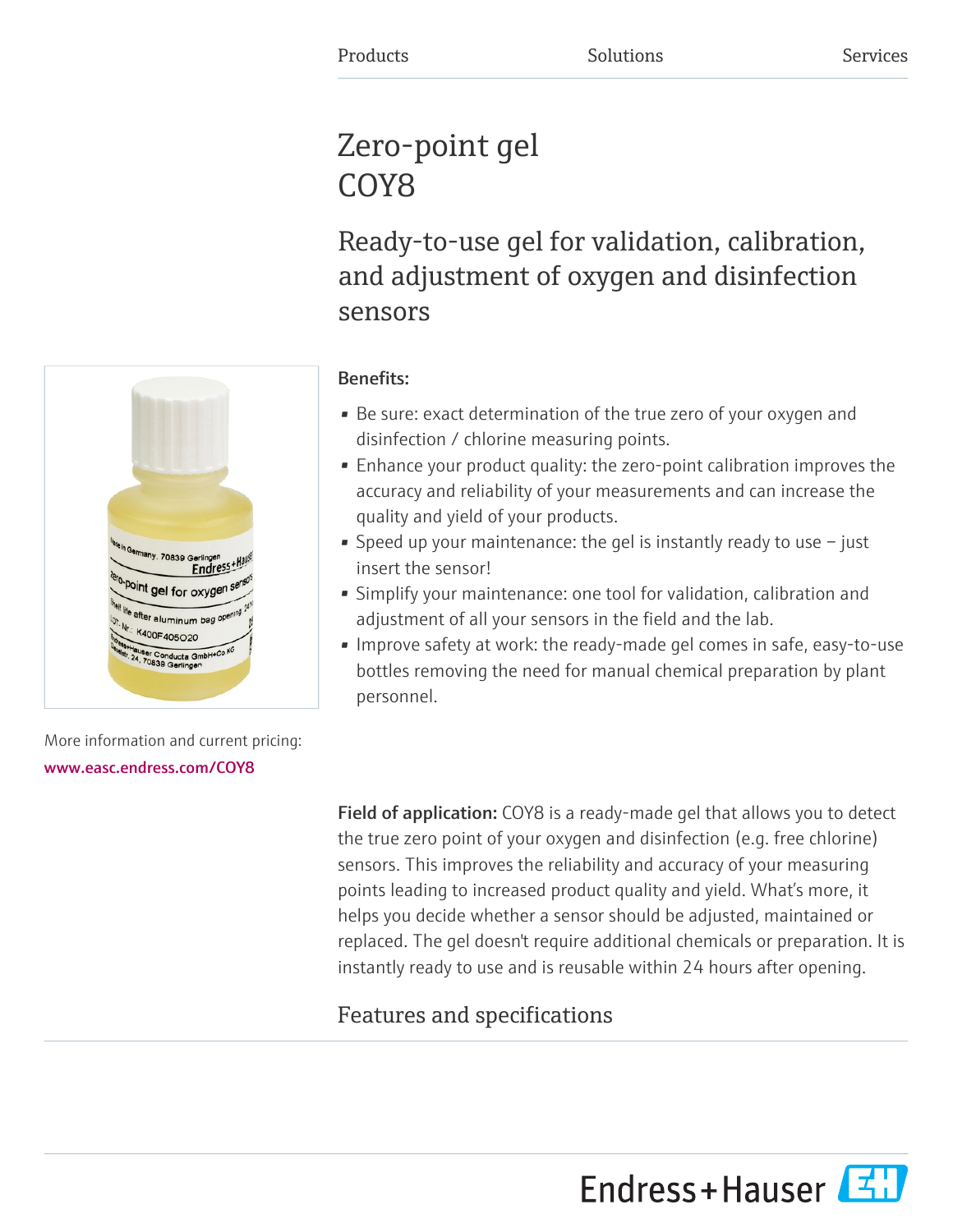Products Solutions Services

# Zero-point gel COY8

## Ready-to-use gel for validation, calibration, and adjustment of oxygen and disinfection sensors

**Benefits:**

- Be sure: exact determination of the true zero of your oxygen and disinfection / chlorine measuring points.
- Enhance your product quality: the zero-point calibration improves the accuracy and reliability of your measurements and can increase the quality and yield of your products.
- Speed up your maintenance: the gel is instantly ready to use – just insert the sensor!
- Simplify your maintenance: one tool for validation, calibration and adjustment of all your sensors in the field and the lab.
- Improve safety at work: the ready-made gel comes in safe, easy-to-use bottles removing the need for manual chemical preparation by plant personnel.

More information and current pricing:
www.easc.endress.com/COY8

**Field of application:** COY8 is a ready-made gel that allows you to detect the true zero point of your oxygen and disinfection (e.g. free chlorine) sensors. This improves the reliability and accuracy of your measuring points leading to increased product quality and yield. What's more, it helps you decide whether a sensor should be adjusted, maintained or replaced. The gel doesn't require additional chemicals or preparation. It is instantly ready to use and is reusable within 24 hours after opening.

## Features and specifications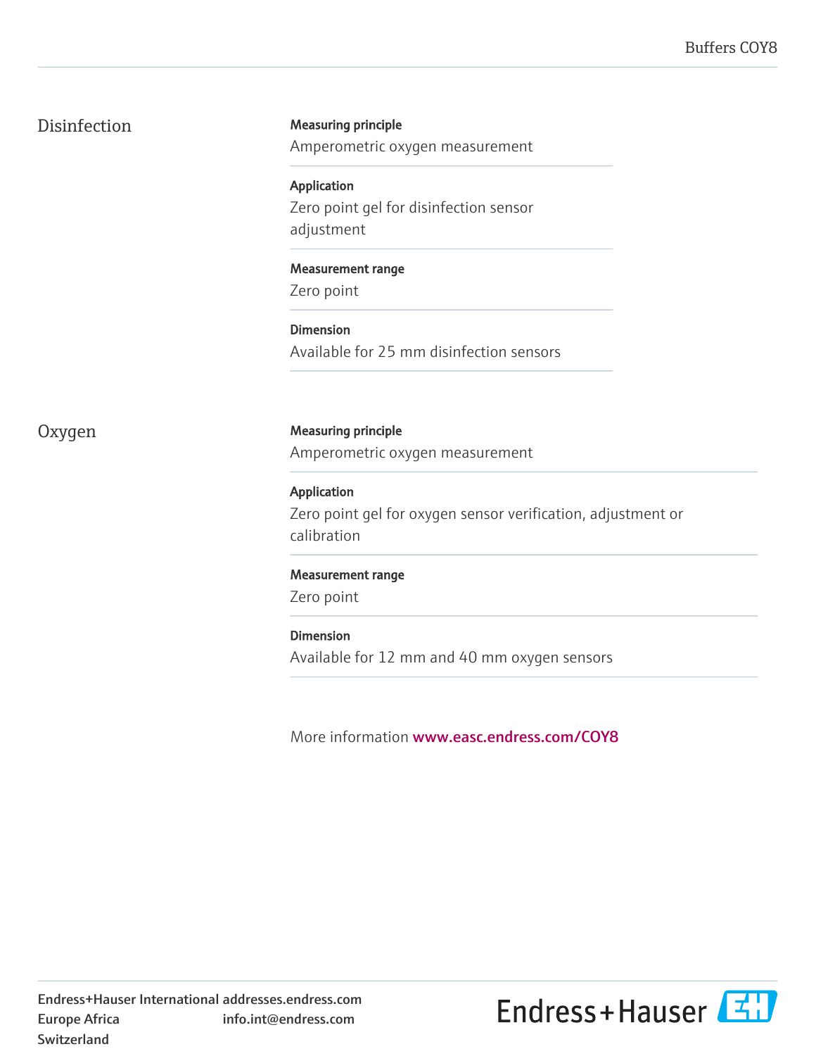## Disinfection

**Measuring principle**
Amperometric oxygen measurement

**Application**
Zero point gel for disinfection sensor adjustment

**Measurement range**
Zero point

**Dimension**
Available for 25 mm disinfection sensors

## Oxygen

**Measuring principle**
Amperometric oxygen measurement

**Application**
Zero point gel for oxygen sensor verification, adjustment or calibration

**Measurement range**
Zero point

**Dimension**
Available for 12 mm and 40 mm oxygen sensors

More information **www.easc.endress.com/COY8**

Endress+Hauser International
Europe Africa
Switzerland

addresses.endress.com
info.int@endress.com

Endress+Hauser